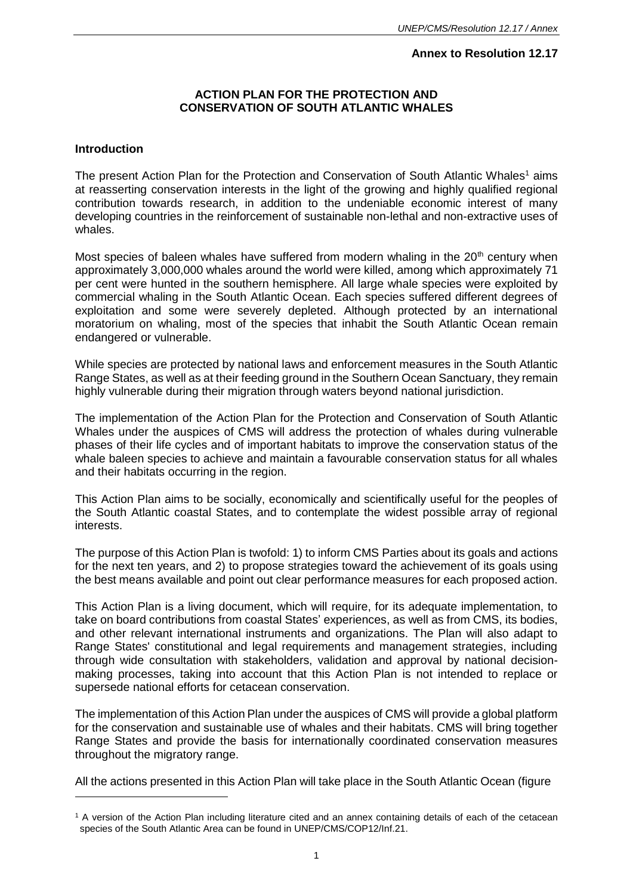**Annex to Resolution 12.17**

# ACTION PLAN FOR THE PROTECTION AND CONSERVATION OF SOUTH ATLANTIC WHALES

## Introduction

The present Action Plan for the Protection and Conservation of South Atlantic Whales[1] aims at reasserting conservation interests in the light of the growing and highly qualified regional contribution towards research, in addition to the undeniable economic interest of many developing countries in the reinforcement of sustainable non-lethal and non-extractive uses of whales.

Most species of baleen whales have suffered from modern whaling in the 20th century when approximately 3,000,000 whales around the world were killed, among which approximately 71 per cent were hunted in the southern hemisphere. All large whale species were exploited by commercial whaling in the South Atlantic Ocean. Each species suffered different degrees of exploitation and some were severely depleted. Although protected by an international moratorium on whaling, most of the species that inhabit the South Atlantic Ocean remain endangered or vulnerable.

While species are protected by national laws and enforcement measures in the South Atlantic Range States, as well as at their feeding ground in the Southern Ocean Sanctuary, they remain highly vulnerable during their migration through waters beyond national jurisdiction.

The implementation of the Action Plan for the Protection and Conservation of South Atlantic Whales under the auspices of CMS will address the protection of whales during vulnerable phases of their life cycles and of important habitats to improve the conservation status of the whale baleen species to achieve and maintain a favourable conservation status for all whales and their habitats occurring in the region.

This Action Plan aims to be socially, economically and scientifically useful for the peoples of the South Atlantic coastal States, and to contemplate the widest possible array of regional interests.

The purpose of this Action Plan is twofold: 1) to inform CMS Parties about its goals and actions for the next ten years, and 2) to propose strategies toward the achievement of its goals using the best means available and point out clear performance measures for each proposed action.

This Action Plan is a living document, which will require, for its adequate implementation, to take on board contributions from coastal States' experiences, as well as from CMS, its bodies, and other relevant international instruments and organizations. The Plan will also adapt to Range States' constitutional and legal requirements and management strategies, including through wide consultation with stakeholders, validation and approval by national decision-making processes, taking into account that this Action Plan is not intended to replace or supersede national efforts for cetacean conservation.

The implementation of this Action Plan under the auspices of CMS will provide a global platform for the conservation and sustainable use of whales and their habitats. CMS will bring together Range States and provide the basis for internationally coordinated conservation measures throughout the migratory range.

All the actions presented in this Action Plan will take place in the South Atlantic Ocean (figure

[1] A version of the Action Plan including literature cited and an annex containing details of each of the cetacean species of the South Atlantic Area can be found in UNEP/CMS/COP12/Inf.21.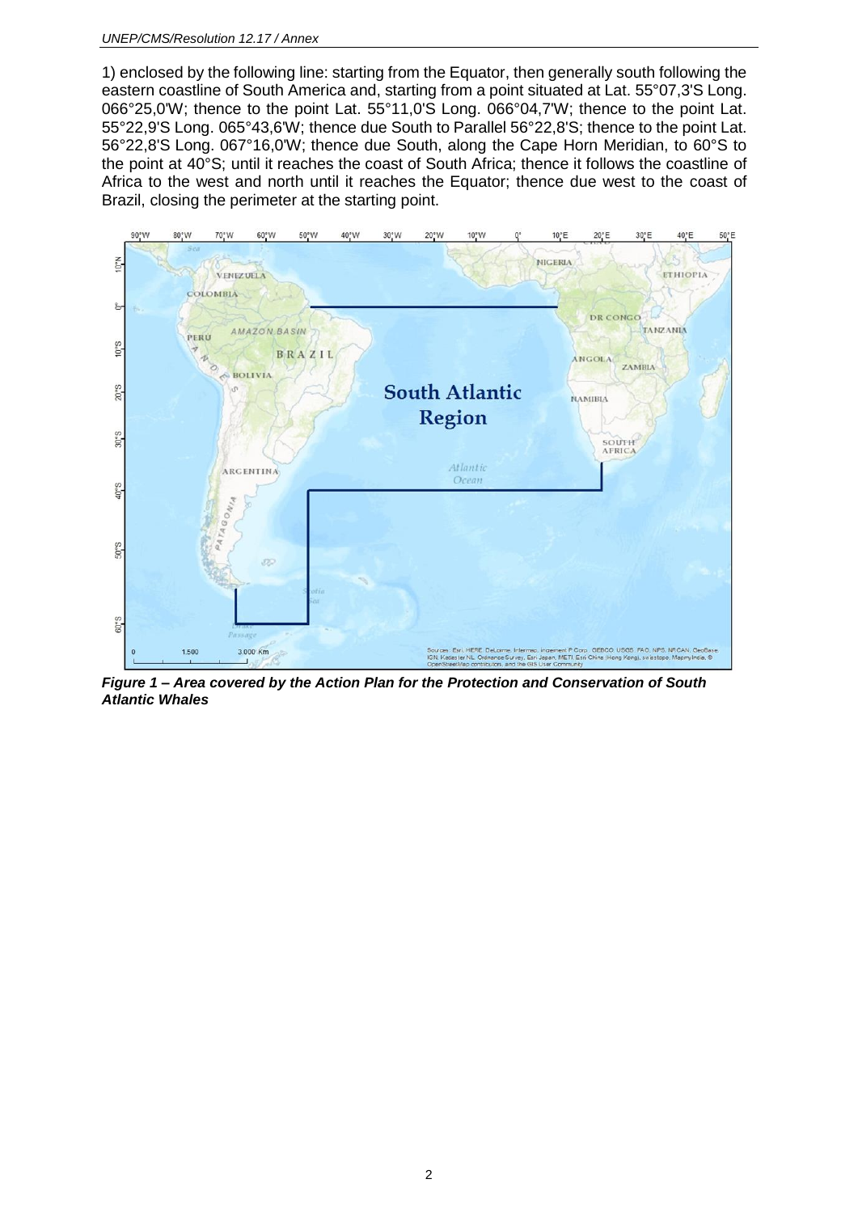1) enclosed by the following line: starting from the Equator, then generally south following the eastern coastline of South America and, starting from a point situated at Lat. 55°07,3'S Long. 066°25,0'W; thence to the point Lat. 55°11,0'S Long. 066°04,7'W; thence to the point Lat. 55°22,9'S Long. 065°43,6'W; thence due South to Parallel 56°22,8'S; thence to the point Lat. 56°22,8'S Long. 067°16,0'W; thence due South, along the Cape Horn Meridian, to 60°S to the point at 40°S; until it reaches the coast of South Africa; thence it follows the coastline of Africa to the west and north until it reaches the Equator; thence due west to the coast of Brazil, closing the perimeter at the starting point.

***Figure 1 – Area covered by the Action Plan for the Protection and Conservation of South Atlantic Whales***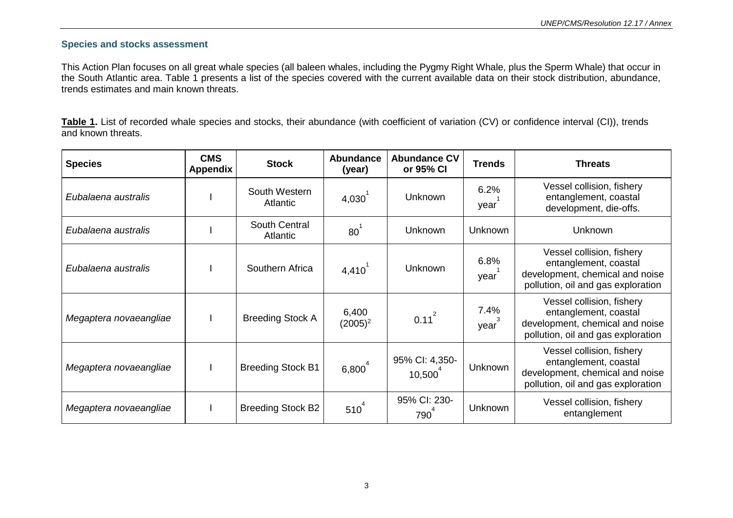### Species and stocks assessment

This Action Plan focuses on all great whale species (all baleen whales, including the Pygmy Right Whale, plus the Sperm Whale) that occur in the South Atlantic area. Table 1 presents a list of the species covered with the current available data on their stock distribution, abundance, trends estimates and main known threats.

**Table 1.** List of recorded whale species and stocks, their abundance (with coefficient of variation (CV) or confidence interval (CI)), trends and known threats.

| Species | CMS Appendix | Stock | Abundance (year) | Abundance CV or 95% CI | Trends | Threats |
|---|---|---|---|---|---|---|
| *Eubalaena australis* | I | South Western Atlantic | 4,030[1] | Unknown | 6.2% year[1] | Vessel collision, fishery entanglement, coastal development, die-offs. |
| *Eubalaena australis* | I | South Central Atlantic | 80[1] | Unknown | Unknown | Unknown |
| *Eubalaena australis* | I | Southern Africa | 4,410[1] | Unknown | 6.8% year[1] | Vessel collision, fishery entanglement, coastal development, chemical and noise pollution, oil and gas exploration |
| *Megaptera novaeangliae* | I | Breeding Stock A | 6,400 (2005)[2] | 0.11[2] | 7.4% year[3] | Vessel collision, fishery entanglement, coastal development, chemical and noise pollution, oil and gas exploration |
| *Megaptera novaeangliae* | I | Breeding Stock B1 | 6,800[4] | 95% CI: 4,350-10,500[4] | Unknown | Vessel collision, fishery entanglement, coastal development, chemical and noise pollution, oil and gas exploration |
| *Megaptera novaeangliae* | I | Breeding Stock B2 | 510[4] | 95% CI: 230-790[4] | Unknown | Vessel collision, fishery entanglement |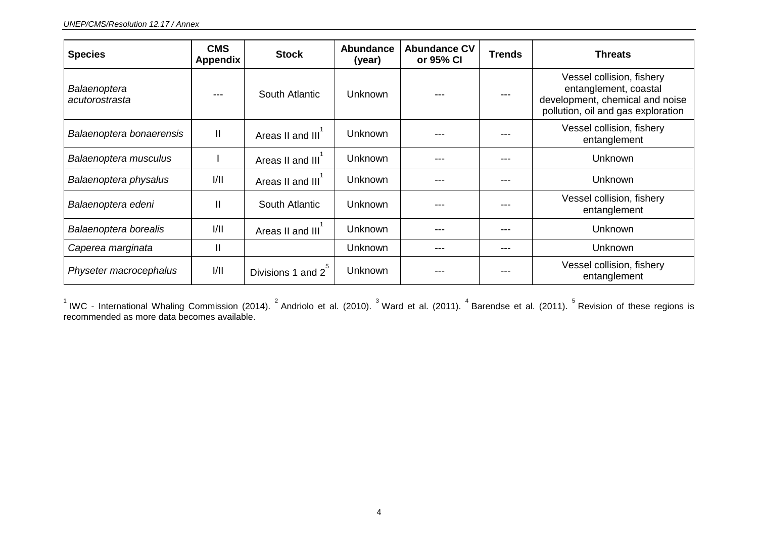| Species | CMS Appendix | Stock | Abundance (year) | Abundance CV or 95% CI | Trends | Threats |
|---|---|---|---|---|---|---|
| *Balaenoptera acutorostrasta* | --- | South Atlantic | Unknown | --- | --- | Vessel collision, fishery entanglement, coastal development, chemical and noise pollution, oil and gas exploration |
| *Balaenoptera bonaerensis* | II | Areas II and III[1] | Unknown | --- | --- | Vessel collision, fishery entanglement |
| *Balaenoptera musculus* | I | Areas II and III[1] | Unknown | --- | --- | Unknown |
| *Balaenoptera physalus* | I/II | Areas II and III[1] | Unknown | --- | --- | Unknown |
| *Balaenoptera edeni* | II | South Atlantic | Unknown | --- | --- | Vessel collision, fishery entanglement |
| *Balaenoptera borealis* | I/II | Areas II and III[1] | Unknown | --- | --- | Unknown |
| *Caperea marginata* | II | | Unknown | --- | --- | Unknown |
| *Physeter macrocephalus* | I/II | Divisions 1 and 2[5] | Unknown | --- | --- | Vessel collision, fishery entanglement |

[1] IWC - International Whaling Commission (2014). [2] Andriolo et al. (2010). [3] Ward et al. (2011). [4] Barendse et al. (2011). [5] Revision of these regions is recommended as more data becomes available.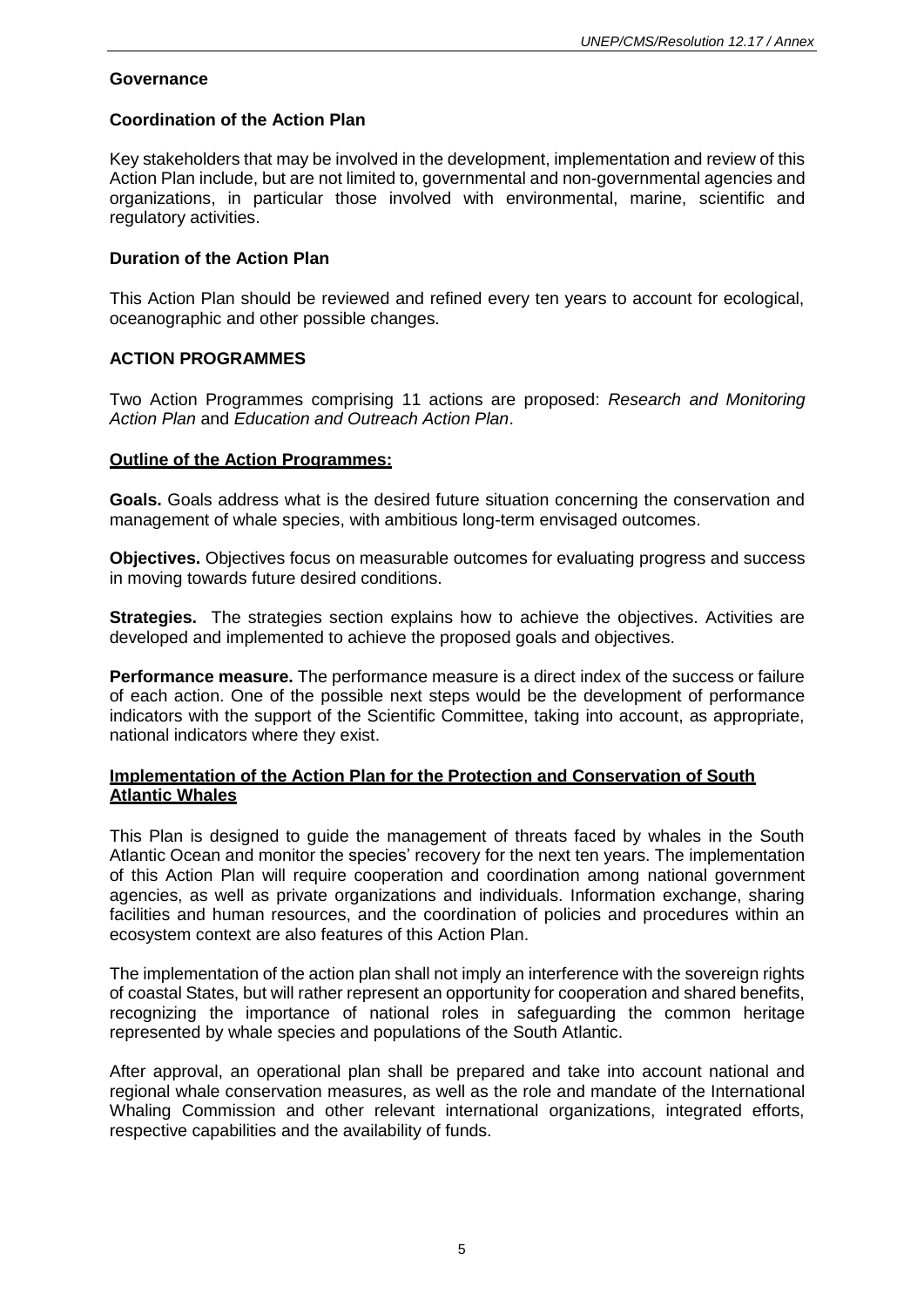**Governance**

**Coordination of the Action Plan**

Key stakeholders that may be involved in the development, implementation and review of this Action Plan include, but are not limited to, governmental and non-governmental agencies and organizations, in particular those involved with environmental, marine, scientific and regulatory activities.

**Duration of the Action Plan**

This Action Plan should be reviewed and refined every ten years to account for ecological, oceanographic and other possible changes.

**ACTION PROGRAMMES**

Two Action Programmes comprising 11 actions are proposed: *Research and Monitoring Action Plan* and *Education and Outreach Action Plan*.

**Outline of the Action Programmes:**

**Goals.** Goals address what is the desired future situation concerning the conservation and management of whale species, with ambitious long-term envisaged outcomes.

**Objectives.** Objectives focus on measurable outcomes for evaluating progress and success in moving towards future desired conditions.

**Strategies.** The strategies section explains how to achieve the objectives. Activities are developed and implemented to achieve the proposed goals and objectives.

**Performance measure.** The performance measure is a direct index of the success or failure of each action. One of the possible next steps would be the development of performance indicators with the support of the Scientific Committee, taking into account, as appropriate, national indicators where they exist.

**Implementation of the Action Plan for the Protection and Conservation of South Atlantic Whales**

This Plan is designed to guide the management of threats faced by whales in the South Atlantic Ocean and monitor the species' recovery for the next ten years. The implementation of this Action Plan will require cooperation and coordination among national government agencies, as well as private organizations and individuals. Information exchange, sharing facilities and human resources, and the coordination of policies and procedures within an ecosystem context are also features of this Action Plan.

The implementation of the action plan shall not imply an interference with the sovereign rights of coastal States, but will rather represent an opportunity for cooperation and shared benefits, recognizing the importance of national roles in safeguarding the common heritage represented by whale species and populations of the South Atlantic.

After approval, an operational plan shall be prepared and take into account national and regional whale conservation measures, as well as the role and mandate of the International Whaling Commission and other relevant international organizations, integrated efforts, respective capabilities and the availability of funds.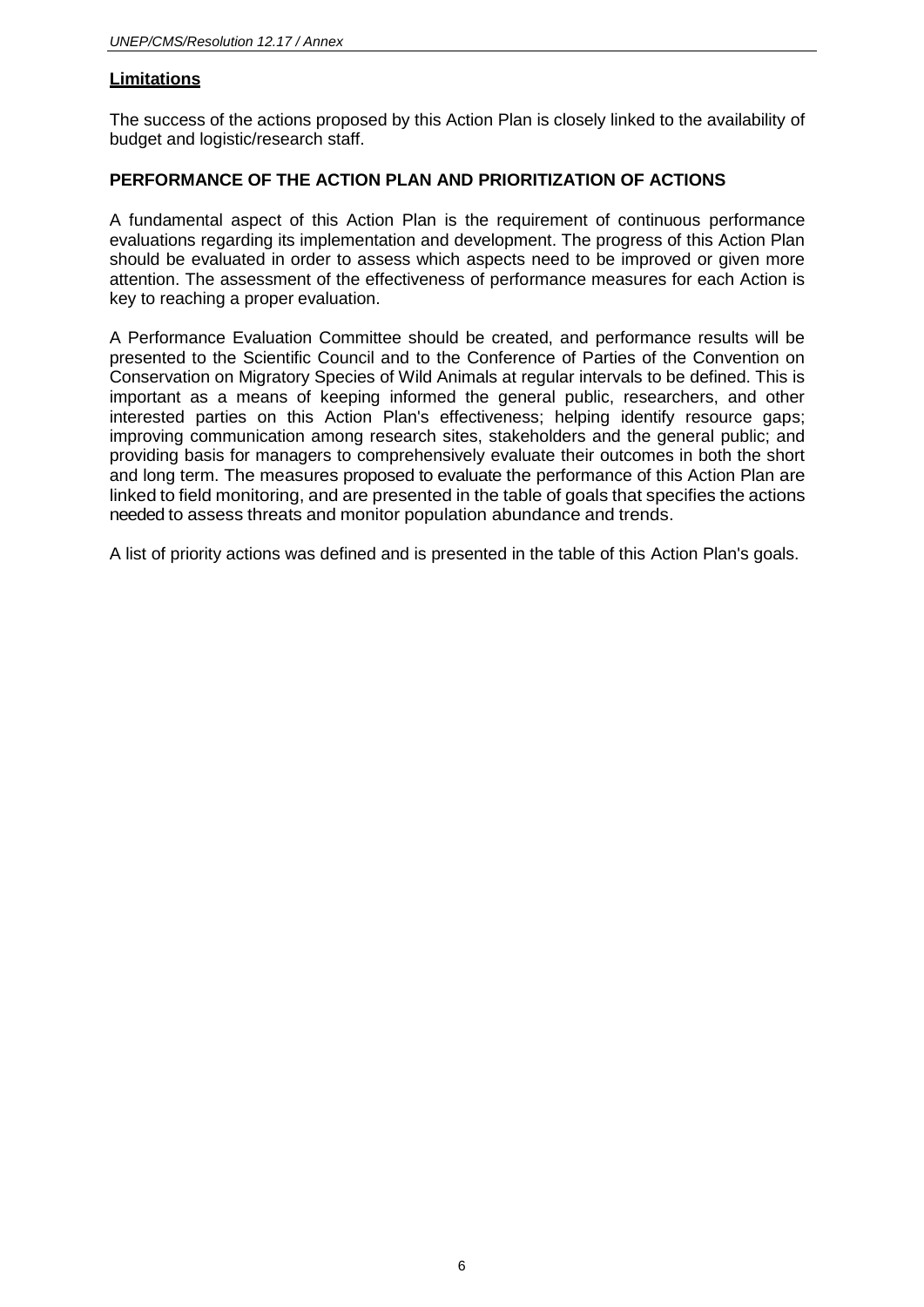## Limitations

The success of the actions proposed by this Action Plan is closely linked to the availability of budget and logistic/research staff.

## PERFORMANCE OF THE ACTION PLAN AND PRIORITIZATION OF ACTIONS

A fundamental aspect of this Action Plan is the requirement of continuous performance evaluations regarding its implementation and development. The progress of this Action Plan should be evaluated in order to assess which aspects need to be improved or given more attention. The assessment of the effectiveness of performance measures for each Action is key to reaching a proper evaluation.

A Performance Evaluation Committee should be created, and performance results will be presented to the Scientific Council and to the Conference of Parties of the Convention on Conservation on Migratory Species of Wild Animals at regular intervals to be defined. This is important as a means of keeping informed the general public, researchers, and other interested parties on this Action Plan's effectiveness; helping identify resource gaps; improving communication among research sites, stakeholders and the general public; and providing basis for managers to comprehensively evaluate their outcomes in both the short and long term. The measures proposed to evaluate the performance of this Action Plan are linked to field monitoring, and are presented in the table of goals that specifies the actions needed to assess threats and monitor population abundance and trends.

A list of priority actions was defined and is presented in the table of this Action Plan's goals.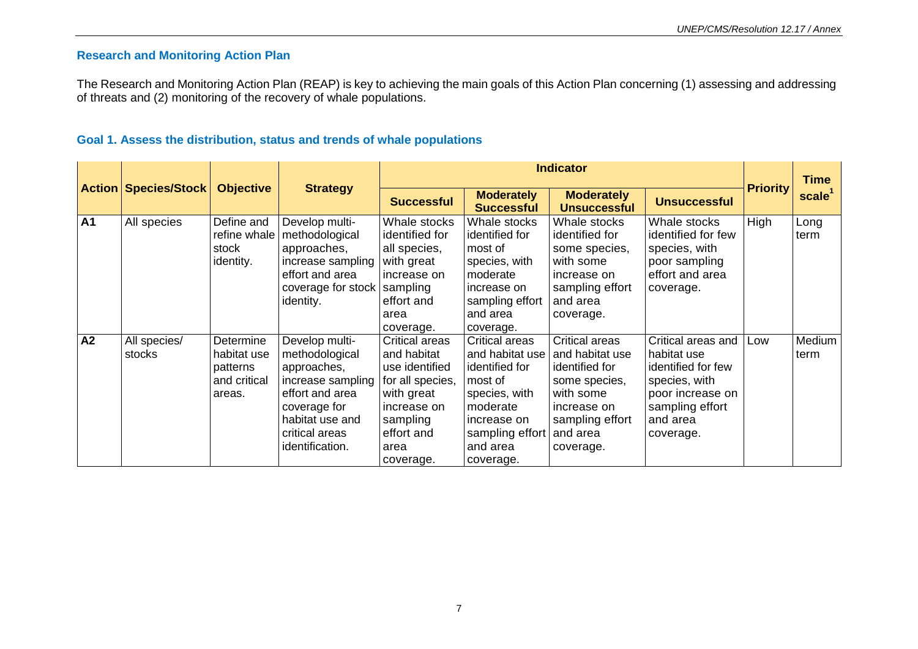## Research and Monitoring Action Plan

The Research and Monitoring Action Plan (REAP) is key to achieving the main goals of this Action Plan concerning (1) assessing and addressing of threats and (2) monitoring of the recovery of whale populations.

### Goal 1. Assess the distribution, status and trends of whale populations

| Action | Species/Stock | Objective | Strategy | Indicator | | | | Priority | Time scale[1] |
|---|---|---|---|---|---|---|---|---|---|
| | | | | Successful | Moderately Successful | Moderately Unsuccessful | Unsuccessful | | |
| **A1** | All species | Define and refine whale stock identity. | Develop multi-methodological approaches, increase sampling effort and area coverage for stock identity. | Whale stocks identified for all species, with great increase on sampling effort and area coverage. | Whale stocks identified for most of species, with moderate increase on sampling effort and area coverage. | Whale stocks identified for some species, with some increase on sampling effort and area coverage. | Whale stocks identified for few species, with poor sampling effort and area coverage. | High | Long term |
| **A2** | All species/ stocks | Determine habitat use patterns and critical areas. | Develop multi-methodological approaches, increase sampling effort and area coverage for habitat use and critical areas identification. | Critical areas and habitat use identified for all species, with great increase on sampling effort and area coverage. | Critical areas and habitat use identified for most of species, with moderate increase on sampling effort and area coverage. | Critical areas and habitat use identified for some species, with some increase on sampling effort and area coverage. | Critical areas and habitat use identified for few species, with poor increase on sampling effort and area coverage. | Low | Medium term |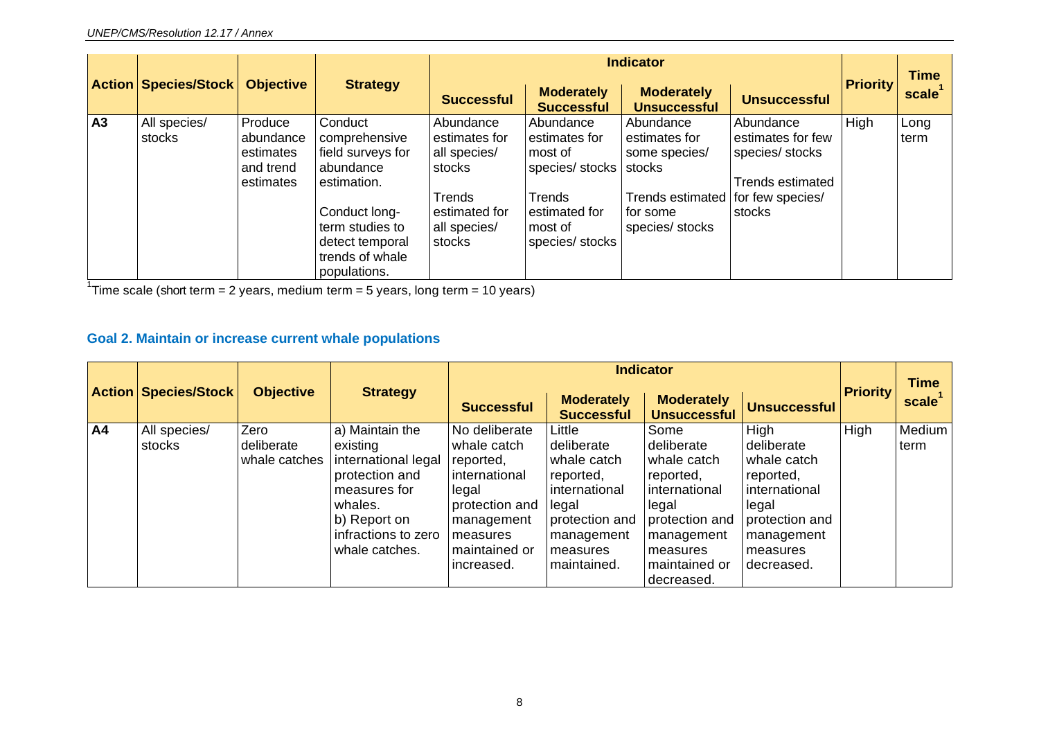| Action | Species/Stock | Objective | Strategy | Indicator | | | | Priority | Time scale[1] |
|---|---|---|---|---|---|---|---|---|---|
| | | | | Successful | Moderately Successful | Moderately Unsuccessful | Unsuccessful | | |
| A3 | All species/ stocks | Produce abundance estimates and trend estimates | Conduct comprehensive field surveys for abundance estimation. <br><br> Conduct long-term studies to detect temporal trends of whale populations. | Abundance estimates for all species/ stocks <br><br> Trends estimated for all species/ stocks | Abundance estimates for most of species/ stocks <br><br> Trends estimated for most of species/ stocks | Abundance estimates for some species/ stocks <br><br> Trends estimated for some species/ stocks | Abundance estimates for few species/ stocks <br><br> Trends estimated for few species/ stocks | High | Long term |

[1]Time scale (short term = 2 years, medium term = 5 years, long term = 10 years)

### Goal 2. Maintain or increase current whale populations

| Action | Species/Stock | Objective | Strategy | Indicator | | | | Priority | Time scale[1] |
|---|---|---|---|---|---|---|---|---|---|
| | | | | Successful | Moderately Successful | Moderately Unsuccessful | Unsuccessful | | |
| A4 | All species/ stocks | Zero deliberate whale catches | a) Maintain the existing international legal protection and measures for whales. <br> b) Report on infractions to zero whale catches. | No deliberate whale catch reported, international legal protection and management measures maintained or increased. | Little deliberate whale catch reported, international legal protection and management measures maintained. | Some deliberate whale catch reported, international legal protection and management measures maintained or decreased. | High deliberate whale catch reported, international legal protection and management measures decreased. | High | Medium term |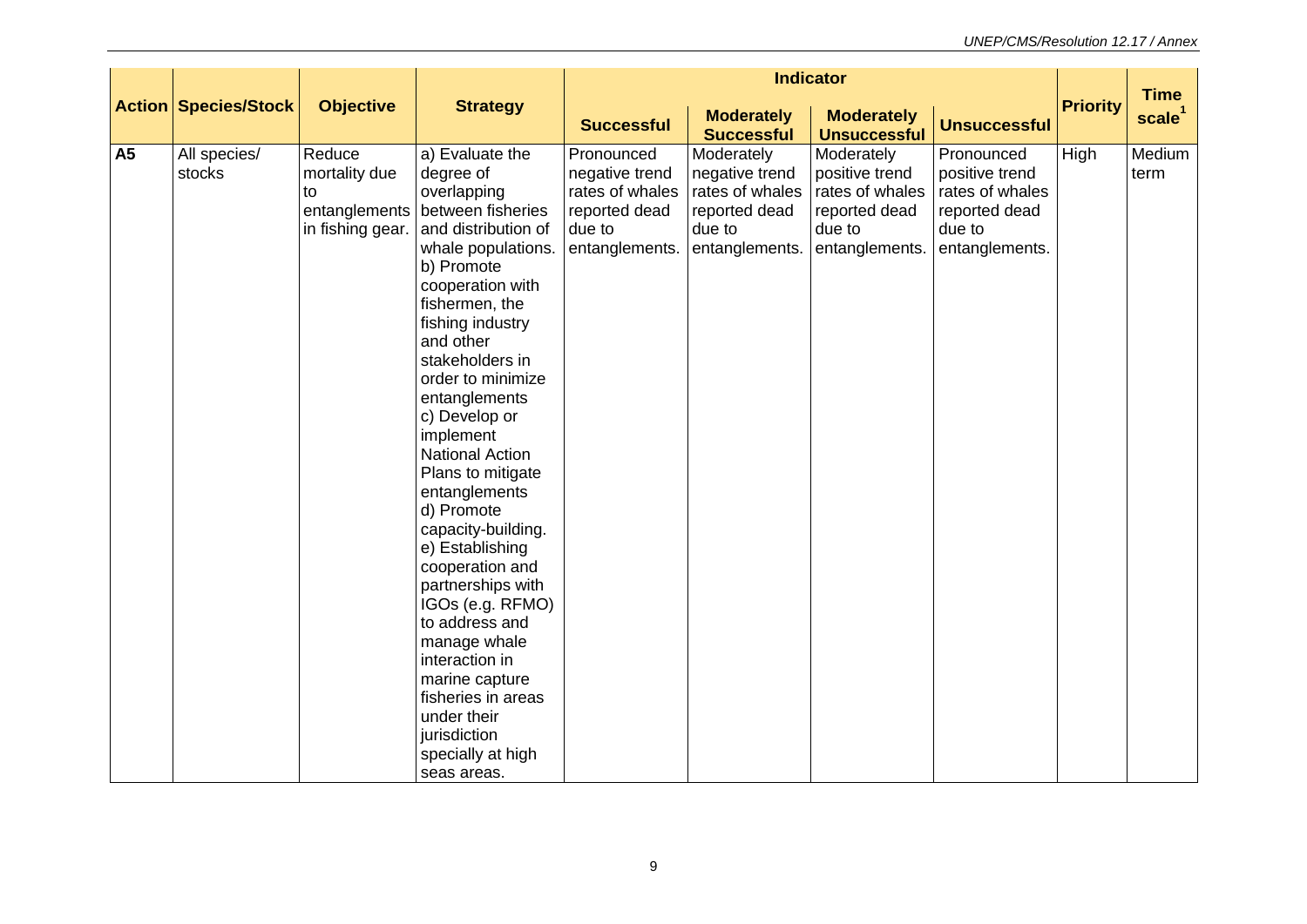| Action | Species/Stock | Objective | Strategy | Indicator | | | | Priority | Time scale[1] |
|---|---|---|---|---|---|---|---|---|---|
| | | | | Successful | Moderately Successful | Moderately Unsuccessful | Unsuccessful | | |
| **A5** | All species/ stocks | Reduce mortality due to entanglements in fishing gear. | a) Evaluate the degree of overlapping between fisheries and distribution of whale populations. b) Promote cooperation with fishermen, the fishing industry and other stakeholders in order to minimize entanglements c) Develop or implement National Action Plans to mitigate entanglements d) Promote capacity-building. e) Establishing cooperation and partnerships with IGOs (e.g. RFMO) to address and manage whale interaction in marine capture fisheries in areas under their jurisdiction specially at high seas areas. | Pronounced negative trend rates of whales reported dead due to entanglements. | Moderately negative trend rates of whales reported dead due to entanglements. | Moderately positive trend rates of whales reported dead due to entanglements. | Pronounced positive trend rates of whales reported dead due to entanglements. | High | Medium term |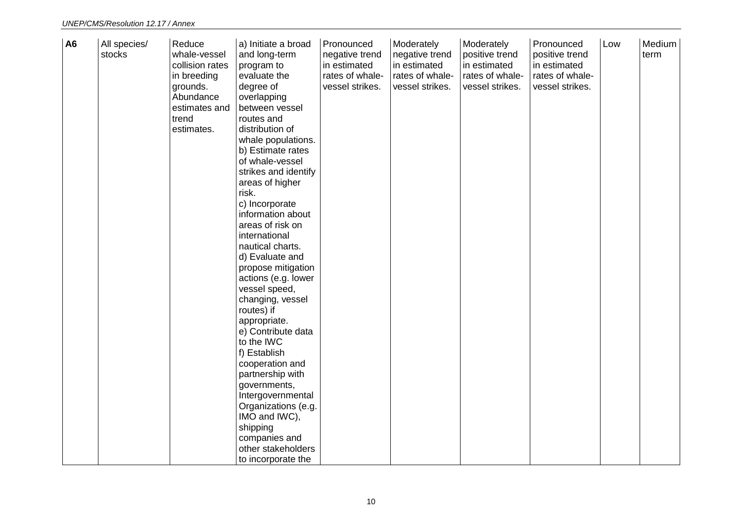| A6 | All species/ stocks | Reduce whale-vessel collision rates in breeding grounds. Abundance estimates and trend estimates. | a) Initiate a broad and long-term program to evaluate the degree of overlapping between vessel routes and distribution of whale populations.<br>b) Estimate rates of whale-vessel strikes and identify areas of higher risk.<br>c) Incorporate information about areas of risk on international nautical charts.<br>d) Evaluate and propose mitigation actions (e.g. lower vessel speed, changing, vessel routes) if appropriate.<br>e) Contribute data to the IWC<br>f) Establish cooperation and partnership with governments, Intergovernmental Organizations (e.g. IMO and IWC), shipping companies and other stakeholders to incorporate the | Pronounced negative trend in estimated rates of whale-vessel strikes. | Moderately negative trend in estimated rates of whale-vessel strikes. | Moderately positive trend in estimated rates of whale-vessel strikes. | Pronounced positive trend in estimated rates of whale-vessel strikes. | Low | Medium term |
|---|---|---|---|---|---|---|---|---|---|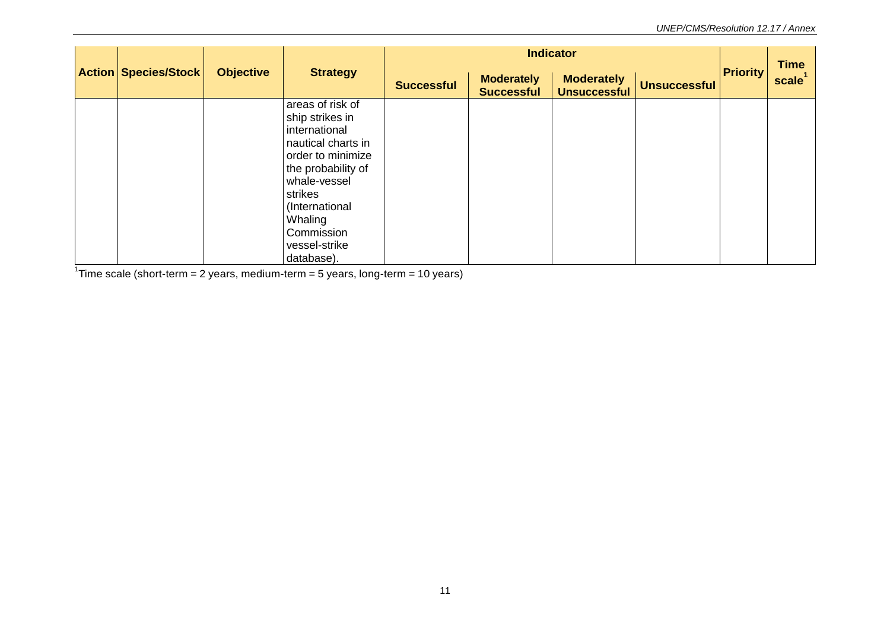| Action | Species/Stock | Objective | Strategy | Indicator | | | | Priority | Time scale[1] |
|---|---|---|---|---|---|---|---|---|---|
| | | | | Successful | Moderately Successful | Moderately Unsuccessful | Unsuccessful | | |
| | | | areas of risk of ship strikes in international nautical charts in order to minimize the probability of whale-vessel strikes (International Whaling Commission vessel-strike database). | | | | | | |

[1]Time scale (short-term = 2 years, medium-term = 5 years, long-term = 10 years)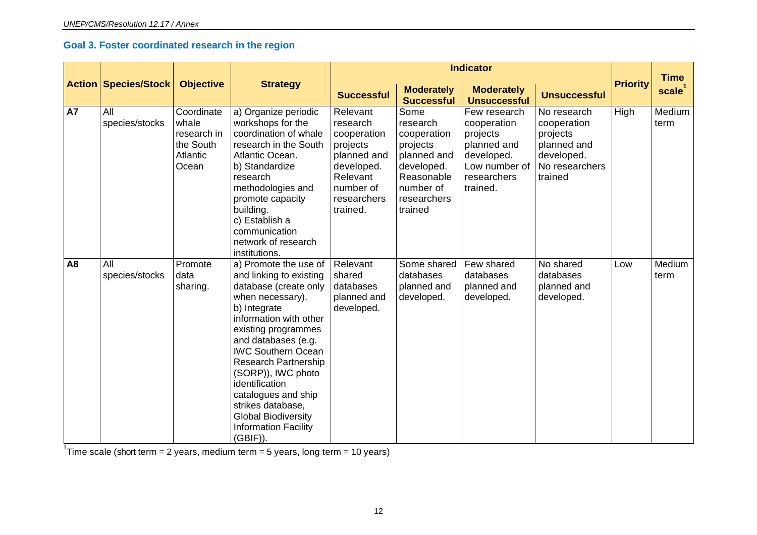## Goal 3. Foster coordinated research in the region

| Action | Species/Stock | Objective | Strategy | Indicator | | | | Priority | Time scale[1] |
|---|---|---|---|---|---|---|---|---|---|
| | | | | Successful | Moderately Successful | Moderately Unsuccessful | Unsuccessful | | |
| **A7** | All species/stocks | Coordinate whale research in the South Atlantic Ocean | a) Organize periodic workshops for the coordination of whale research in the South Atlantic Ocean. b) Standardize research methodologies and promote capacity building. c) Establish a communication network of research institutions. | Relevant research cooperation projects planned and developed. Relevant number of researchers trained. | Some research cooperation projects planned and developed. Reasonable number of researchers trained | Few research cooperation projects planned and developed. Low number of researchers trained. | No research cooperation projects planned and developed. No researchers trained | High | Medium term |
| **A8** | All species/stocks | Promote data sharing. | a) Promote the use of and linking to existing database (create only when necessary). b) Integrate information with other existing programmes and databases (e.g. IWC Southern Ocean Research Partnership (SORP)), IWC photo identification catalogues and ship strikes database, Global Biodiversity Information Facility (GBIF)). | Relevant shared databases planned and developed. | Some shared databases planned and developed. | Few shared databases planned and developed. | No shared databases planned and developed. | Low | Medium term |

[1]Time scale (short term = 2 years, medium term = 5 years, long term = 10 years)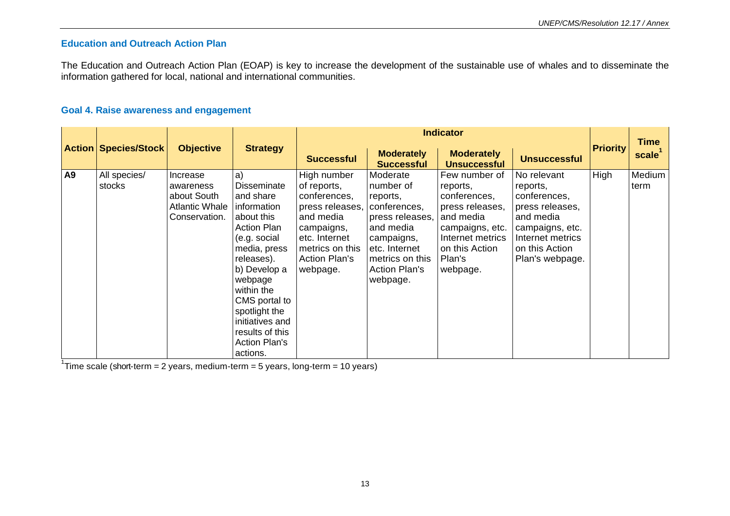## Education and Outreach Action Plan

The Education and Outreach Action Plan (EOAP) is key to increase the development of the sustainable use of whales and to disseminate the information gathered for local, national and international communities.

### Goal 4. Raise awareness and engagement

| Action | Species/Stock | Objective | Strategy | Indicator | | | | Priority | Time scale[1] |
|---|---|---|---|---|---|---|---|---|---|
| | | | | Successful | Moderately Successful | Moderately Unsuccessful | Unsuccessful | | |
| **A9** | All species/ stocks | Increase awareness about South Atlantic Whale Conservation. | a) Disseminate and share information about this Action Plan (e.g. social media, press releases). b) Develop a webpage within the CMS portal to spotlight the initiatives and results of this Action Plan's actions. | High number of reports, conferences, press releases, and media campaigns, etc. Internet metrics on this Action Plan's webpage. | Moderate number of reports, conferences, press releases, and media campaigns, etc. Internet metrics on this Action Plan's webpage. | Few number of reports, conferences, press releases, and media campaigns, etc. Internet metrics on this Action Plan's webpage. | No relevant reports, conferences, press releases, and media campaigns, etc. Internet metrics on this Action Plan's webpage. | High | Medium term |

[1]Time scale (short-term = 2 years, medium-term = 5 years, long-term = 10 years)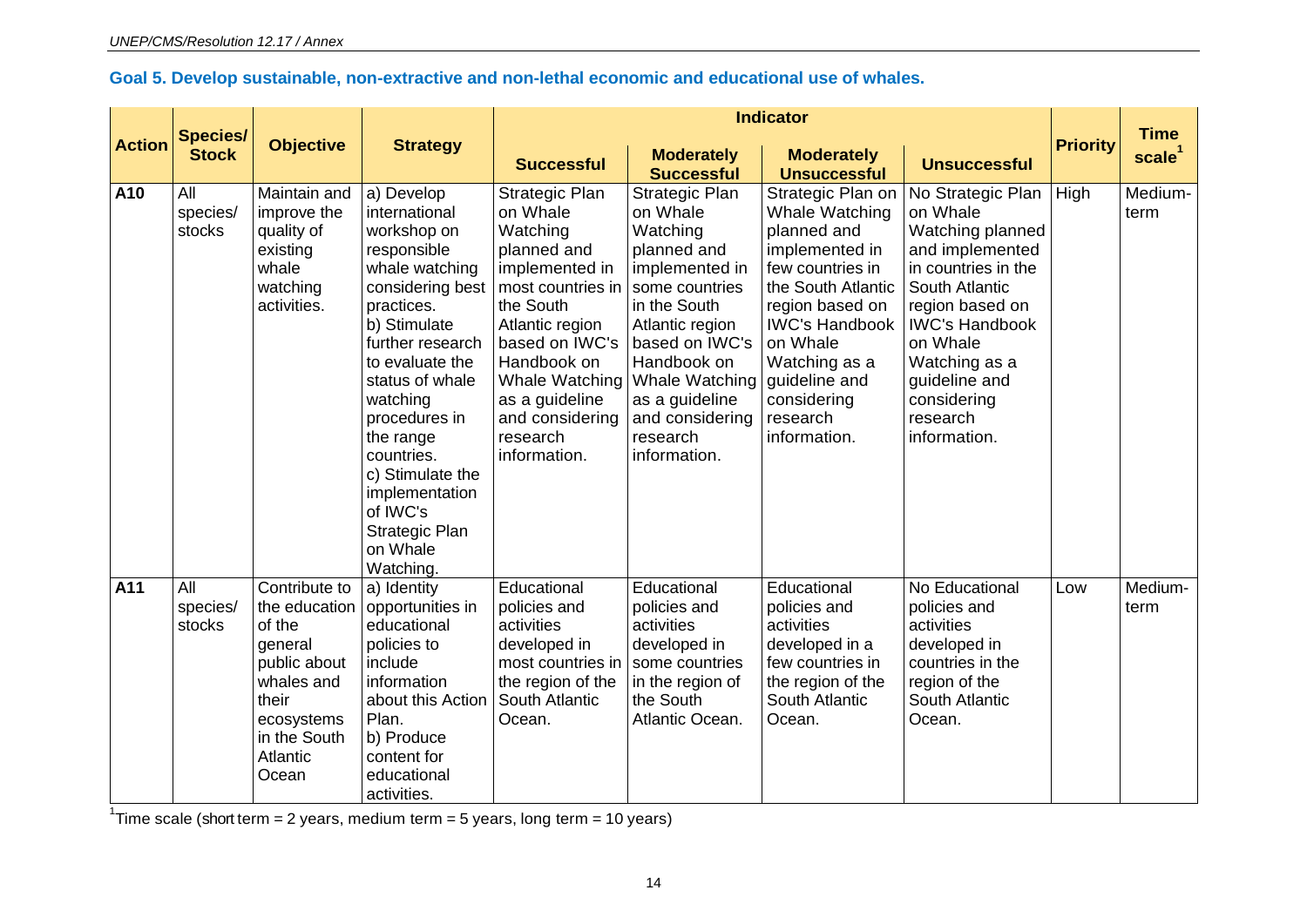## Goal 5. Develop sustainable, non-extractive and non-lethal economic and educational use of whales.

| Action | Species/ Stock | Objective | Strategy | Indicator | | | | Priority | Time scale[1] |
|---|---|---|---|---|---|---|---|---|---|
| | | | | Successful | Moderately Successful | Moderately Unsuccessful | Unsuccessful | | |
| A10 | All species/ stocks | Maintain and improve the quality of existing whale watching activities. | a) Develop international workshop on responsible whale watching considering best practices. b) Stimulate further research to evaluate the status of whale watching procedures in the range countries. c) Stimulate the implementation of IWC's Strategic Plan on Whale Watching. | Strategic Plan on Whale Watching planned and implemented in most countries in the South Atlantic region based on IWC's Handbook on Whale Watching as a guideline and considering research information. | Strategic Plan on Whale Watching planned and implemented in some countries in the South Atlantic region based on IWC's Handbook on Whale Watching as a guideline and considering research information. | Strategic Plan on Whale Watching planned and implemented in few countries in the South Atlantic region based on IWC's Handbook on Whale Watching as a guideline and considering research information. | No Strategic Plan on Whale Watching planned and implemented in countries in the South Atlantic region based on IWC's Handbook on Whale Watching as a guideline and considering research information. | High | Medium-term |
| A11 | All species/ stocks | Contribute to the education of the general public about whales and their ecosystems in the South Atlantic Ocean | a) Identity opportunities in educational policies to include information about this Action Plan. b) Produce content for educational activities. | Educational policies and activities developed in most countries in the region of the South Atlantic Ocean. | Educational policies and activities developed in some countries in the region of the South Atlantic Ocean. | Educational policies and activities developed in a few countries in the region of the South Atlantic Ocean. | No Educational policies and activities developed in countries in the region of the South Atlantic Ocean. | Low | Medium-term |

[1]Time scale (short term = 2 years, medium term = 5 years, long term = 10 years)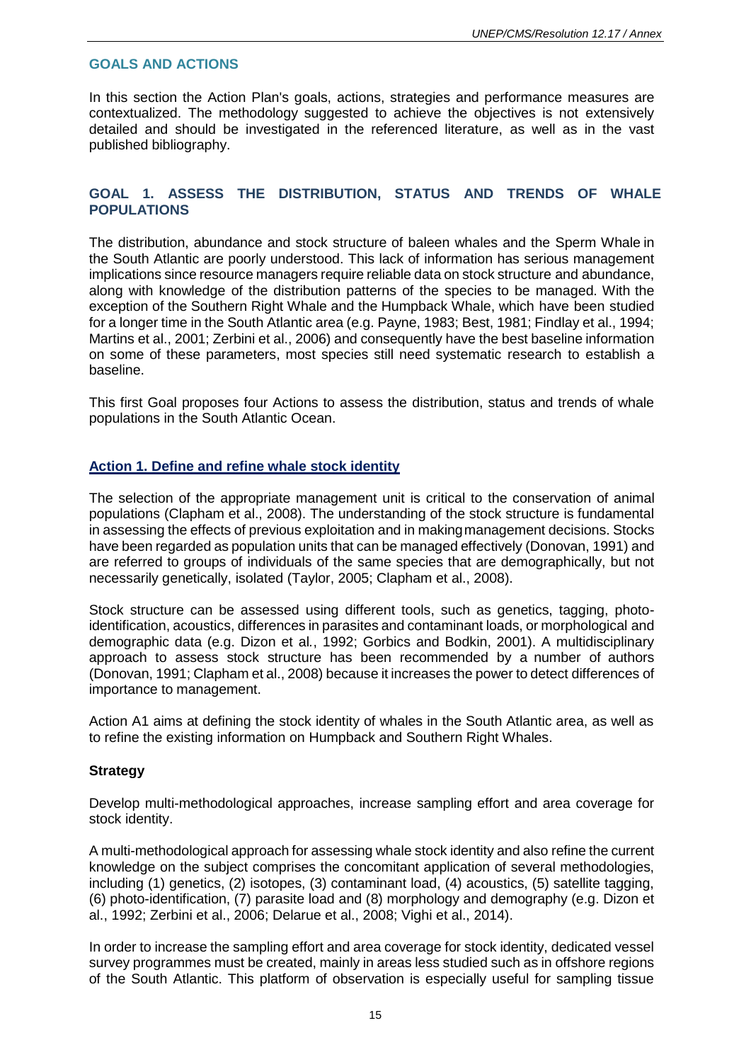## GOALS AND ACTIONS

In this section the Action Plan's goals, actions, strategies and performance measures are contextualized. The methodology suggested to achieve the objectives is not extensively detailed and should be investigated in the referenced literature, as well as in the vast published bibliography.

## GOAL 1. ASSESS THE DISTRIBUTION, STATUS AND TRENDS OF WHALE POPULATIONS

The distribution, abundance and stock structure of baleen whales and the Sperm Whale in the South Atlantic are poorly understood. This lack of information has serious management implications since resource managers require reliable data on stock structure and abundance, along with knowledge of the distribution patterns of the species to be managed. With the exception of the Southern Right Whale and the Humpback Whale, which have been studied for a longer time in the South Atlantic area (e.g. Payne, 1983; Best, 1981; Findlay et al., 1994; Martins et al., 2001; Zerbini et al., 2006) and consequently have the best baseline information on some of these parameters, most species still need systematic research to establish a baseline.

This first Goal proposes four Actions to assess the distribution, status and trends of whale populations in the South Atlantic Ocean.

### Action 1. Define and refine whale stock identity

The selection of the appropriate management unit is critical to the conservation of animal populations (Clapham et al., 2008). The understanding of the stock structure is fundamental in assessing the effects of previous exploitation and in making management decisions. Stocks have been regarded as population units that can be managed effectively (Donovan, 1991) and are referred to groups of individuals of the same species that are demographically, but not necessarily genetically, isolated (Taylor, 2005; Clapham et al., 2008).

Stock structure can be assessed using different tools, such as genetics, tagging, photo-identification, acoustics, differences in parasites and contaminant loads, or morphological and demographic data (e.g. Dizon et al., 1992; Gorbics and Bodkin, 2001). A multidisciplinary approach to assess stock structure has been recommended by a number of authors (Donovan, 1991; Clapham et al., 2008) because it increases the power to detect differences of importance to management.

Action A1 aims at defining the stock identity of whales in the South Atlantic area, as well as to refine the existing information on Humpback and Southern Right Whales.

#### Strategy

Develop multi-methodological approaches, increase sampling effort and area coverage for stock identity.

A multi-methodological approach for assessing whale stock identity and also refine the current knowledge on the subject comprises the concomitant application of several methodologies, including (1) genetics, (2) isotopes, (3) contaminant load, (4) acoustics, (5) satellite tagging, (6) photo-identification, (7) parasite load and (8) morphology and demography (e.g. Dizon et al., 1992; Zerbini et al., 2006; Delarue et al., 2008; Vighi et al., 2014).

In order to increase the sampling effort and area coverage for stock identity, dedicated vessel survey programmes must be created, mainly in areas less studied such as in offshore regions of the South Atlantic. This platform of observation is especially useful for sampling tissue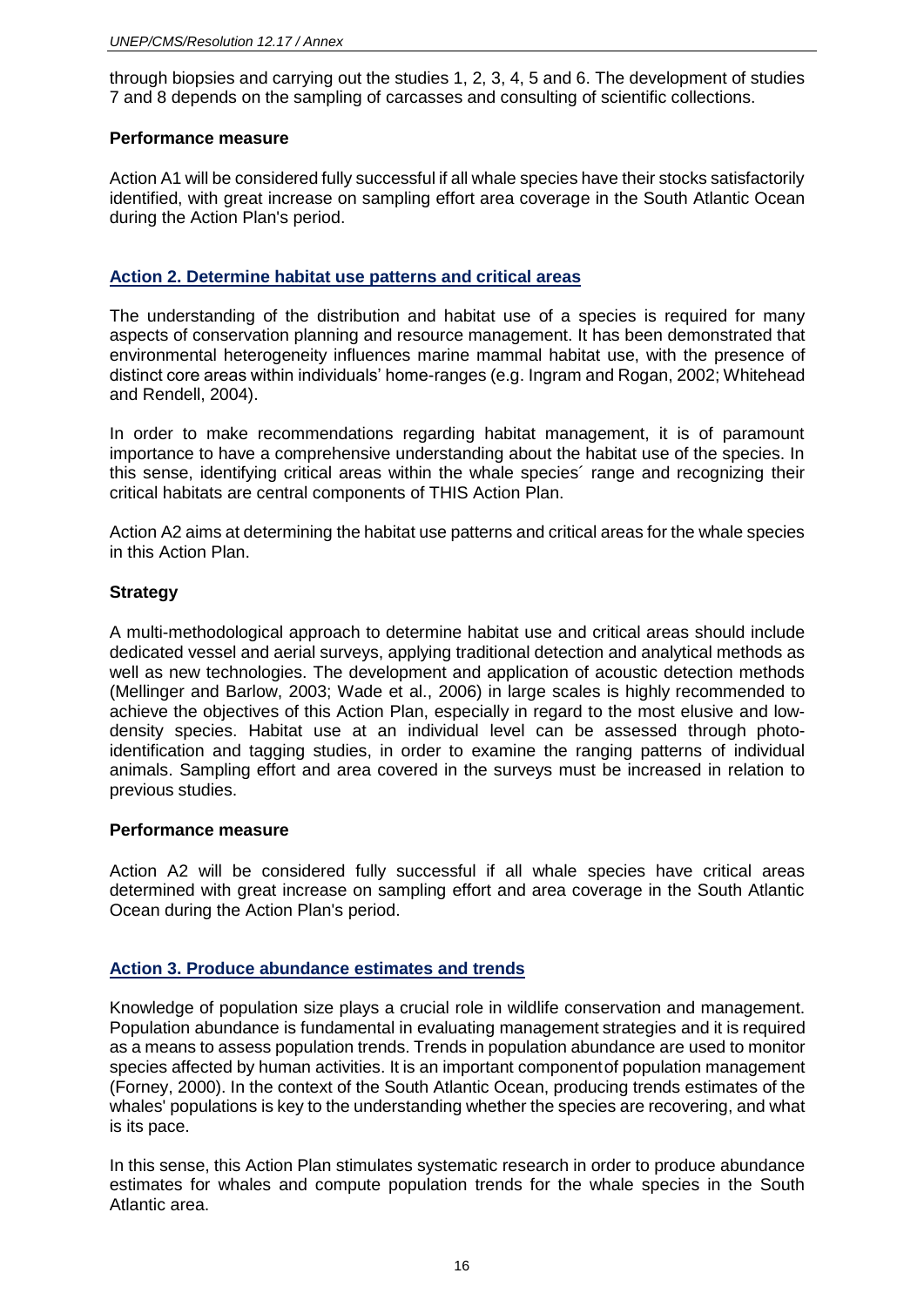through biopsies and carrying out the studies 1, 2, 3, 4, 5 and 6. The development of studies 7 and 8 depends on the sampling of carcasses and consulting of scientific collections.

**Performance measure**

Action A1 will be considered fully successful if all whale species have their stocks satisfactorily identified, with great increase on sampling effort area coverage in the South Atlantic Ocean during the Action Plan's period.

## Action 2. Determine habitat use patterns and critical areas

The understanding of the distribution and habitat use of a species is required for many aspects of conservation planning and resource management. It has been demonstrated that environmental heterogeneity influences marine mammal habitat use, with the presence of distinct core areas within individuals' home-ranges (e.g. Ingram and Rogan, 2002; Whitehead and Rendell, 2004).

In order to make recommendations regarding habitat management, it is of paramount importance to have a comprehensive understanding about the habitat use of the species. In this sense, identifying critical areas within the whale species´ range and recognizing their critical habitats are central components of THIS Action Plan.

Action A2 aims at determining the habitat use patterns and critical areas for the whale species in this Action Plan.

**Strategy**

A multi-methodological approach to determine habitat use and critical areas should include dedicated vessel and aerial surveys, applying traditional detection and analytical methods as well as new technologies. The development and application of acoustic detection methods (Mellinger and Barlow, 2003; Wade et al., 2006) in large scales is highly recommended to achieve the objectives of this Action Plan, especially in regard to the most elusive and low-density species. Habitat use at an individual level can be assessed through photo-identification and tagging studies, in order to examine the ranging patterns of individual animals. Sampling effort and area covered in the surveys must be increased in relation to previous studies.

**Performance measure**

Action A2 will be considered fully successful if all whale species have critical areas determined with great increase on sampling effort and area coverage in the South Atlantic Ocean during the Action Plan's period.

## Action 3. Produce abundance estimates and trends

Knowledge of population size plays a crucial role in wildlife conservation and management. Population abundance is fundamental in evaluating management strategies and it is required as a means to assess population trends. Trends in population abundance are used to monitor species affected by human activities. It is an important component of population management (Forney, 2000). In the context of the South Atlantic Ocean, producing trends estimates of the whales' populations is key to the understanding whether the species are recovering, and what is its pace.

In this sense, this Action Plan stimulates systematic research in order to produce abundance estimates for whales and compute population trends for the whale species in the South Atlantic area.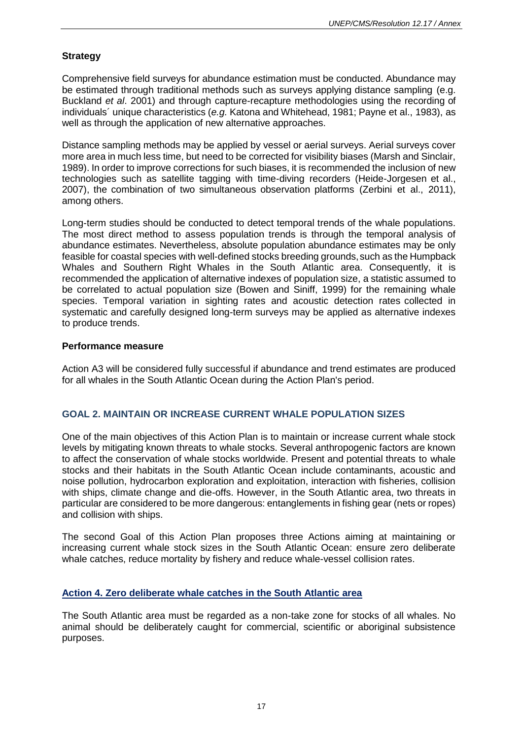**Strategy**

Comprehensive field surveys for abundance estimation must be conducted. Abundance may be estimated through traditional methods such as surveys applying distance sampling (e.g. Buckland *et al*. 2001) and through capture-recapture methodologies using the recording of individuals´ unique characteristics (*e.g.* Katona and Whitehead, 1981; Payne et al., 1983), as well as through the application of new alternative approaches.

Distance sampling methods may be applied by vessel or aerial surveys. Aerial surveys cover more area in much less time, but need to be corrected for visibility biases (Marsh and Sinclair, 1989). In order to improve corrections for such biases, it is recommended the inclusion of new technologies such as satellite tagging with time-diving recorders (Heide-Jorgesen et al., 2007), the combination of two simultaneous observation platforms (Zerbini et al., 2011), among others.

Long-term studies should be conducted to detect temporal trends of the whale populations. The most direct method to assess population trends is through the temporal analysis of abundance estimates. Nevertheless, absolute population abundance estimates may be only feasible for coastal species with well-defined stocks breeding grounds, such as the Humpback Whales and Southern Right Whales in the South Atlantic area. Consequently, it is recommended the application of alternative indexes of population size, a statistic assumed to be correlated to actual population size (Bowen and Siniff, 1999) for the remaining whale species. Temporal variation in sighting rates and acoustic detection rates collected in systematic and carefully designed long-term surveys may be applied as alternative indexes to produce trends.

**Performance measure**

Action A3 will be considered fully successful if abundance and trend estimates are produced for all whales in the South Atlantic Ocean during the Action Plan's period.

## GOAL 2. MAINTAIN OR INCREASE CURRENT WHALE POPULATION SIZES

One of the main objectives of this Action Plan is to maintain or increase current whale stock levels by mitigating known threats to whale stocks. Several anthropogenic factors are known to affect the conservation of whale stocks worldwide. Present and potential threats to whale stocks and their habitats in the South Atlantic Ocean include contaminants, acoustic and noise pollution, hydrocarbon exploration and exploitation, interaction with fisheries, collision with ships, climate change and die-offs. However, in the South Atlantic area, two threats in particular are considered to be more dangerous: entanglements in fishing gear (nets or ropes) and collision with ships.

The second Goal of this Action Plan proposes three Actions aiming at maintaining or increasing current whale stock sizes in the South Atlantic Ocean: ensure zero deliberate whale catches, reduce mortality by fishery and reduce whale-vessel collision rates.

### Action 4. Zero deliberate whale catches in the South Atlantic area

The South Atlantic area must be regarded as a non-take zone for stocks of all whales. No animal should be deliberately caught for commercial, scientific or aboriginal subsistence purposes.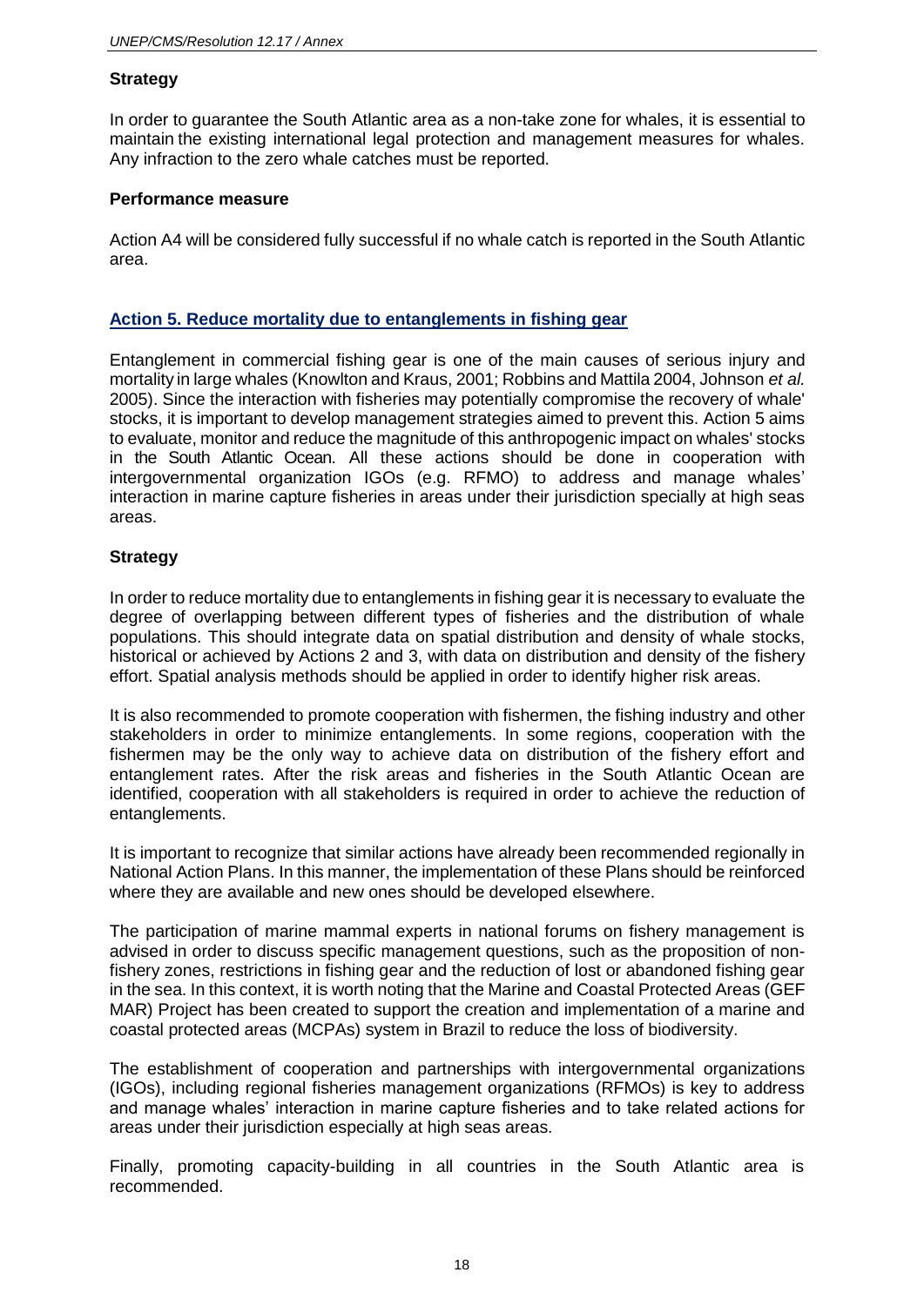**Strategy**

In order to guarantee the South Atlantic area as a non-take zone for whales, it is essential to maintain the existing international legal protection and management measures for whales. Any infraction to the zero whale catches must be reported.

**Performance measure**

Action A4 will be considered fully successful if no whale catch is reported in the South Atlantic area.

## Action 5. Reduce mortality due to entanglements in fishing gear

Entanglement in commercial fishing gear is one of the main causes of serious injury and mortality in large whales (Knowlton and Kraus, 2001; Robbins and Mattila 2004, Johnson *et al.* 2005). Since the interaction with fisheries may potentially compromise the recovery of whale' stocks, it is important to develop management strategies aimed to prevent this. Action 5 aims to evaluate, monitor and reduce the magnitude of this anthropogenic impact on whales' stocks in the South Atlantic Ocean. All these actions should be done in cooperation with intergovernmental organization IGOs (e.g. RFMO) to address and manage whales' interaction in marine capture fisheries in areas under their jurisdiction specially at high seas areas.

**Strategy**

In order to reduce mortality due to entanglements in fishing gear it is necessary to evaluate the degree of overlapping between different types of fisheries and the distribution of whale populations. This should integrate data on spatial distribution and density of whale stocks, historical or achieved by Actions 2 and 3, with data on distribution and density of the fishery effort. Spatial analysis methods should be applied in order to identify higher risk areas.

It is also recommended to promote cooperation with fishermen, the fishing industry and other stakeholders in order to minimize entanglements. In some regions, cooperation with the fishermen may be the only way to achieve data on distribution of the fishery effort and entanglement rates. After the risk areas and fisheries in the South Atlantic Ocean are identified, cooperation with all stakeholders is required in order to achieve the reduction of entanglements.

It is important to recognize that similar actions have already been recommended regionally in National Action Plans. In this manner, the implementation of these Plans should be reinforced where they are available and new ones should be developed elsewhere.

The participation of marine mammal experts in national forums on fishery management is advised in order to discuss specific management questions, such as the proposition of non-fishery zones, restrictions in fishing gear and the reduction of lost or abandoned fishing gear in the sea. In this context, it is worth noting that the Marine and Coastal Protected Areas (GEF MAR) Project has been created to support the creation and implementation of a marine and coastal protected areas (MCPAs) system in Brazil to reduce the loss of biodiversity.

The establishment of cooperation and partnerships with intergovernmental organizations (IGOs), including regional fisheries management organizations (RFMOs) is key to address and manage whales' interaction in marine capture fisheries and to take related actions for areas under their jurisdiction especially at high seas areas.

Finally, promoting capacity-building in all countries in the South Atlantic area is recommended.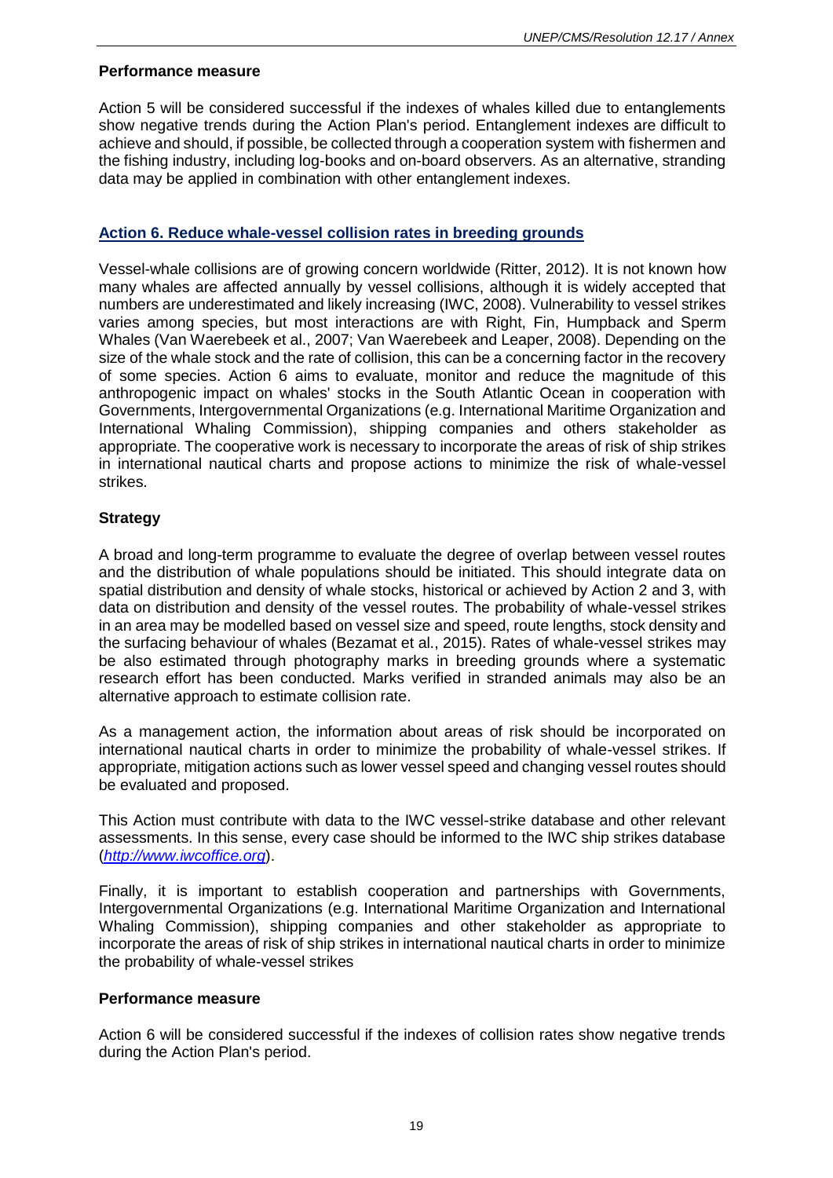**Performance measure**

Action 5 will be considered successful if the indexes of whales killed due to entanglements show negative trends during the Action Plan's period. Entanglement indexes are difficult to achieve and should, if possible, be collected through a cooperation system with fishermen and the fishing industry, including log-books and on-board observers. As an alternative, stranding data may be applied in combination with other entanglement indexes.

## Action 6. Reduce whale-vessel collision rates in breeding grounds

Vessel-whale collisions are of growing concern worldwide (Ritter, 2012). It is not known how many whales are affected annually by vessel collisions, although it is widely accepted that numbers are underestimated and likely increasing (IWC, 2008). Vulnerability to vessel strikes varies among species, but most interactions are with Right, Fin, Humpback and Sperm Whales (Van Waerebeek et al., 2007; Van Waerebeek and Leaper, 2008). Depending on the size of the whale stock and the rate of collision, this can be a concerning factor in the recovery of some species. Action 6 aims to evaluate, monitor and reduce the magnitude of this anthropogenic impact on whales' stocks in the South Atlantic Ocean in cooperation with Governments, Intergovernmental Organizations (e.g. International Maritime Organization and International Whaling Commission), shipping companies and others stakeholder as appropriate. The cooperative work is necessary to incorporate the areas of risk of ship strikes in international nautical charts and propose actions to minimize the risk of whale-vessel strikes.

**Strategy**

A broad and long-term programme to evaluate the degree of overlap between vessel routes and the distribution of whale populations should be initiated. This should integrate data on spatial distribution and density of whale stocks, historical or achieved by Action 2 and 3, with data on distribution and density of the vessel routes. The probability of whale-vessel strikes in an area may be modelled based on vessel size and speed, route lengths, stock density and the surfacing behaviour of whales (Bezamat et al., 2015). Rates of whale-vessel strikes may be also estimated through photography marks in breeding grounds where a systematic research effort has been conducted. Marks verified in stranded animals may also be an alternative approach to estimate collision rate.

As a management action, the information about areas of risk should be incorporated on international nautical charts in order to minimize the probability of whale-vessel strikes. If appropriate, mitigation actions such as lower vessel speed and changing vessel routes should be evaluated and proposed.

This Action must contribute with data to the IWC vessel-strike database and other relevant assessments. In this sense, every case should be informed to the IWC ship strikes database (*http://www.iwcoffice.org*).

Finally, it is important to establish cooperation and partnerships with Governments, Intergovernmental Organizations (e.g. International Maritime Organization and International Whaling Commission), shipping companies and other stakeholder as appropriate to incorporate the areas of risk of ship strikes in international nautical charts in order to minimize the probability of whale-vessel strikes

**Performance measure**

Action 6 will be considered successful if the indexes of collision rates show negative trends during the Action Plan's period.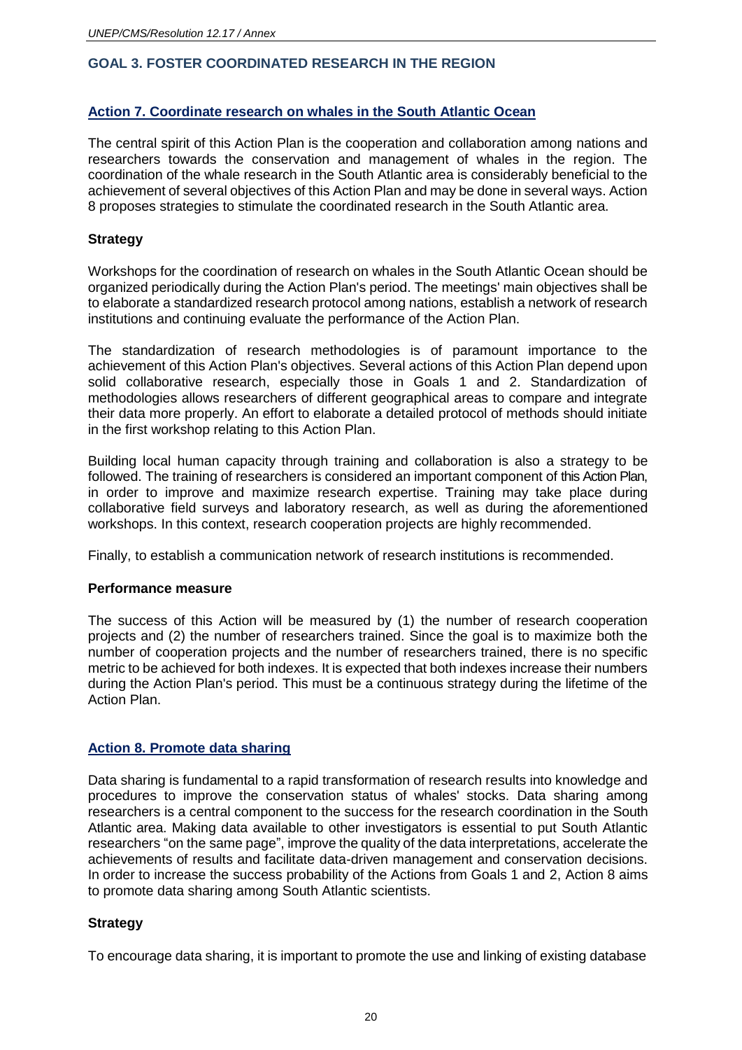## GOAL 3. FOSTER COORDINATED RESEARCH IN THE REGION

### Action 7. Coordinate research on whales in the South Atlantic Ocean

The central spirit of this Action Plan is the cooperation and collaboration among nations and researchers towards the conservation and management of whales in the region. The coordination of the whale research in the South Atlantic area is considerably beneficial to the achievement of several objectives of this Action Plan and may be done in several ways. Action 8 proposes strategies to stimulate the coordinated research in the South Atlantic area.

#### Strategy

Workshops for the coordination of research on whales in the South Atlantic Ocean should be organized periodically during the Action Plan's period. The meetings' main objectives shall be to elaborate a standardized research protocol among nations, establish a network of research institutions and continuing evaluate the performance of the Action Plan.

The standardization of research methodologies is of paramount importance to the achievement of this Action Plan's objectives. Several actions of this Action Plan depend upon solid collaborative research, especially those in Goals 1 and 2. Standardization of methodologies allows researchers of different geographical areas to compare and integrate their data more properly. An effort to elaborate a detailed protocol of methods should initiate in the first workshop relating to this Action Plan.

Building local human capacity through training and collaboration is also a strategy to be followed. The training of researchers is considered an important component of this Action Plan, in order to improve and maximize research expertise. Training may take place during collaborative field surveys and laboratory research, as well as during the aforementioned workshops. In this context, research cooperation projects are highly recommended.

Finally, to establish a communication network of research institutions is recommended.

#### Performance measure

The success of this Action will be measured by (1) the number of research cooperation projects and (2) the number of researchers trained. Since the goal is to maximize both the number of cooperation projects and the number of researchers trained, there is no specific metric to be achieved for both indexes. It is expected that both indexes increase their numbers during the Action Plan's period. This must be a continuous strategy during the lifetime of the Action Plan.

### Action 8. Promote data sharing

Data sharing is fundamental to a rapid transformation of research results into knowledge and procedures to improve the conservation status of whales' stocks. Data sharing among researchers is a central component to the success for the research coordination in the South Atlantic area. Making data available to other investigators is essential to put South Atlantic researchers "on the same page", improve the quality of the data interpretations, accelerate the achievements of results and facilitate data-driven management and conservation decisions. In order to increase the success probability of the Actions from Goals 1 and 2, Action 8 aims to promote data sharing among South Atlantic scientists.

#### Strategy

To encourage data sharing, it is important to promote the use and linking of existing database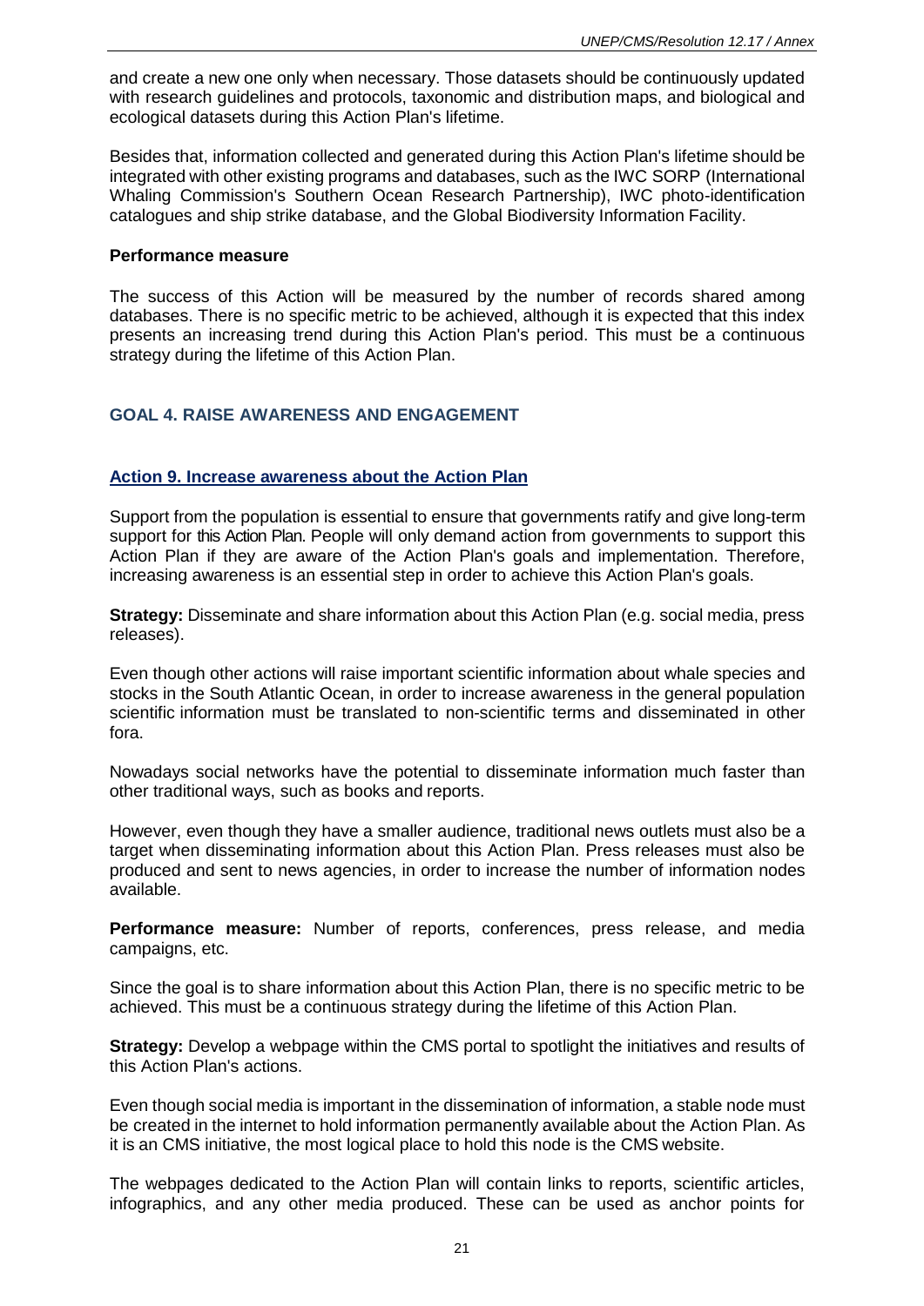and create a new one only when necessary. Those datasets should be continuously updated with research guidelines and protocols, taxonomic and distribution maps, and biological and ecological datasets during this Action Plan's lifetime.

Besides that, information collected and generated during this Action Plan's lifetime should be integrated with other existing programs and databases, such as the IWC SORP (International Whaling Commission's Southern Ocean Research Partnership), IWC photo-identification catalogues and ship strike database, and the Global Biodiversity Information Facility.

**Performance measure**

The success of this Action will be measured by the number of records shared among databases. There is no specific metric to be achieved, although it is expected that this index presents an increasing trend during this Action Plan's period. This must be a continuous strategy during the lifetime of this Action Plan.

## GOAL 4. RAISE AWARENESS AND ENGAGEMENT

### Action 9. Increase awareness about the Action Plan

Support from the population is essential to ensure that governments ratify and give long-term support for this Action Plan. People will only demand action from governments to support this Action Plan if they are aware of the Action Plan's goals and implementation. Therefore, increasing awareness is an essential step in order to achieve this Action Plan's goals.

**Strategy:** Disseminate and share information about this Action Plan (e.g. social media, press releases).

Even though other actions will raise important scientific information about whale species and stocks in the South Atlantic Ocean, in order to increase awareness in the general population scientific information must be translated to non-scientific terms and disseminated in other fora.

Nowadays social networks have the potential to disseminate information much faster than other traditional ways, such as books and reports.

However, even though they have a smaller audience, traditional news outlets must also be a target when disseminating information about this Action Plan. Press releases must also be produced and sent to news agencies, in order to increase the number of information nodes available.

**Performance measure:** Number of reports, conferences, press release, and media campaigns, etc.

Since the goal is to share information about this Action Plan, there is no specific metric to be achieved. This must be a continuous strategy during the lifetime of this Action Plan.

**Strategy:** Develop a webpage within the CMS portal to spotlight the initiatives and results of this Action Plan's actions.

Even though social media is important in the dissemination of information, a stable node must be created in the internet to hold information permanently available about the Action Plan. As it is an CMS initiative, the most logical place to hold this node is the CMS website.

The webpages dedicated to the Action Plan will contain links to reports, scientific articles, infographics, and any other media produced. These can be used as anchor points for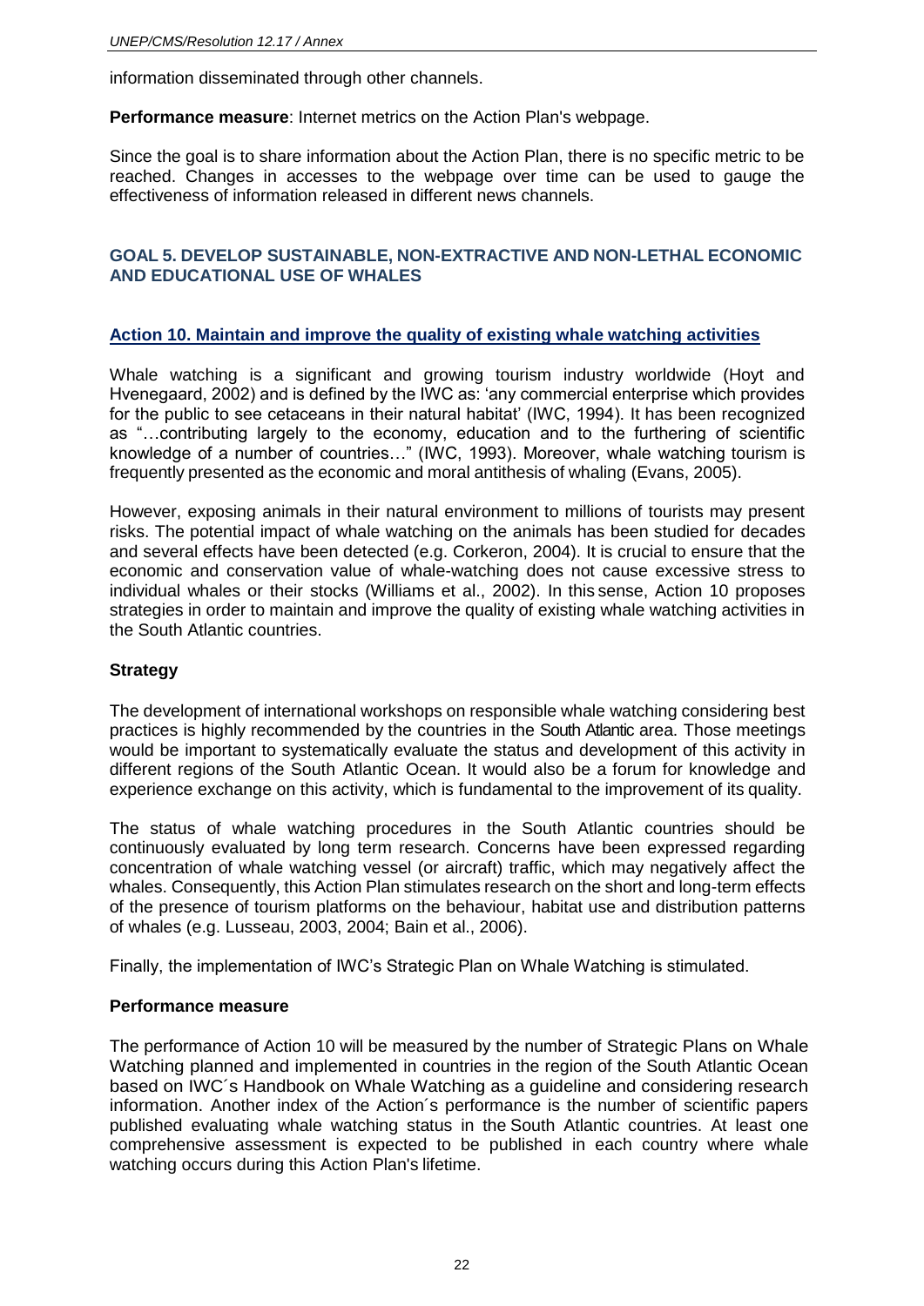information disseminated through other channels.

**Performance measure**: Internet metrics on the Action Plan's webpage.

Since the goal is to share information about the Action Plan, there is no specific metric to be reached. Changes in accesses to the webpage over time can be used to gauge the effectiveness of information released in different news channels.

## GOAL 5. DEVELOP SUSTAINABLE, NON-EXTRACTIVE AND NON-LETHAL ECONOMIC AND EDUCATIONAL USE OF WHALES

### Action 10. Maintain and improve the quality of existing whale watching activities

Whale watching is a significant and growing tourism industry worldwide (Hoyt and Hvenegaard, 2002) and is defined by the IWC as: 'any commercial enterprise which provides for the public to see cetaceans in their natural habitat' (IWC, 1994). It has been recognized as "…contributing largely to the economy, education and to the furthering of scientific knowledge of a number of countries…" (IWC, 1993). Moreover, whale watching tourism is frequently presented as the economic and moral antithesis of whaling (Evans, 2005).

However, exposing animals in their natural environment to millions of tourists may present risks. The potential impact of whale watching on the animals has been studied for decades and several effects have been detected (e.g. Corkeron, 2004). It is crucial to ensure that the economic and conservation value of whale-watching does not cause excessive stress to individual whales or their stocks (Williams et al., 2002). In this sense, Action 10 proposes strategies in order to maintain and improve the quality of existing whale watching activities in the South Atlantic countries.

**Strategy**

The development of international workshops on responsible whale watching considering best practices is highly recommended by the countries in the South Atlantic area. Those meetings would be important to systematically evaluate the status and development of this activity in different regions of the South Atlantic Ocean. It would also be a forum for knowledge and experience exchange on this activity, which is fundamental to the improvement of its quality.

The status of whale watching procedures in the South Atlantic countries should be continuously evaluated by long term research. Concerns have been expressed regarding concentration of whale watching vessel (or aircraft) traffic, which may negatively affect the whales. Consequently, this Action Plan stimulates research on the short and long-term effects of the presence of tourism platforms on the behaviour, habitat use and distribution patterns of whales (e.g. Lusseau, 2003, 2004; Bain et al., 2006).

Finally, the implementation of IWC's Strategic Plan on Whale Watching is stimulated.

**Performance measure**

The performance of Action 10 will be measured by the number of Strategic Plans on Whale Watching planned and implemented in countries in the region of the South Atlantic Ocean based on IWC´s Handbook on Whale Watching as a guideline and considering research information. Another index of the Action´s performance is the number of scientific papers published evaluating whale watching status in the South Atlantic countries. At least one comprehensive assessment is expected to be published in each country where whale watching occurs during this Action Plan's lifetime.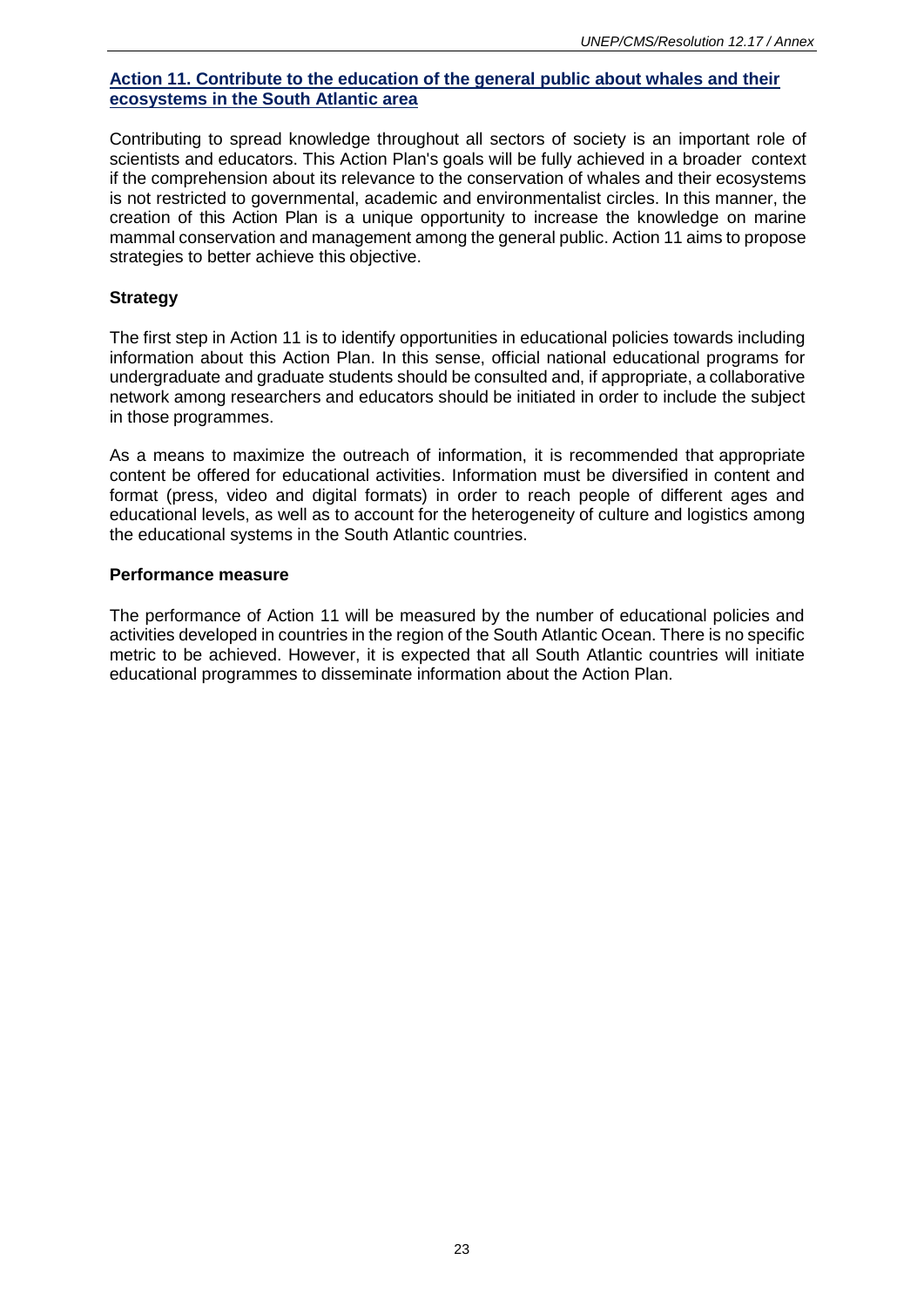## Action 11. Contribute to the education of the general public about whales and their ecosystems in the South Atlantic area

Contributing to spread knowledge throughout all sectors of society is an important role of scientists and educators. This Action Plan's goals will be fully achieved in a broader context if the comprehension about its relevance to the conservation of whales and their ecosystems is not restricted to governmental, academic and environmentalist circles. In this manner, the creation of this Action Plan is a unique opportunity to increase the knowledge on marine mammal conservation and management among the general public. Action 11 aims to propose strategies to better achieve this objective.

### Strategy

The first step in Action 11 is to identify opportunities in educational policies towards including information about this Action Plan. In this sense, official national educational programs for undergraduate and graduate students should be consulted and, if appropriate, a collaborative network among researchers and educators should be initiated in order to include the subject in those programmes.

As a means to maximize the outreach of information, it is recommended that appropriate content be offered for educational activities. Information must be diversified in content and format (press, video and digital formats) in order to reach people of different ages and educational levels, as well as to account for the heterogeneity of culture and logistics among the educational systems in the South Atlantic countries.

### Performance measure

The performance of Action 11 will be measured by the number of educational policies and activities developed in countries in the region of the South Atlantic Ocean. There is no specific metric to be achieved. However, it is expected that all South Atlantic countries will initiate educational programmes to disseminate information about the Action Plan.